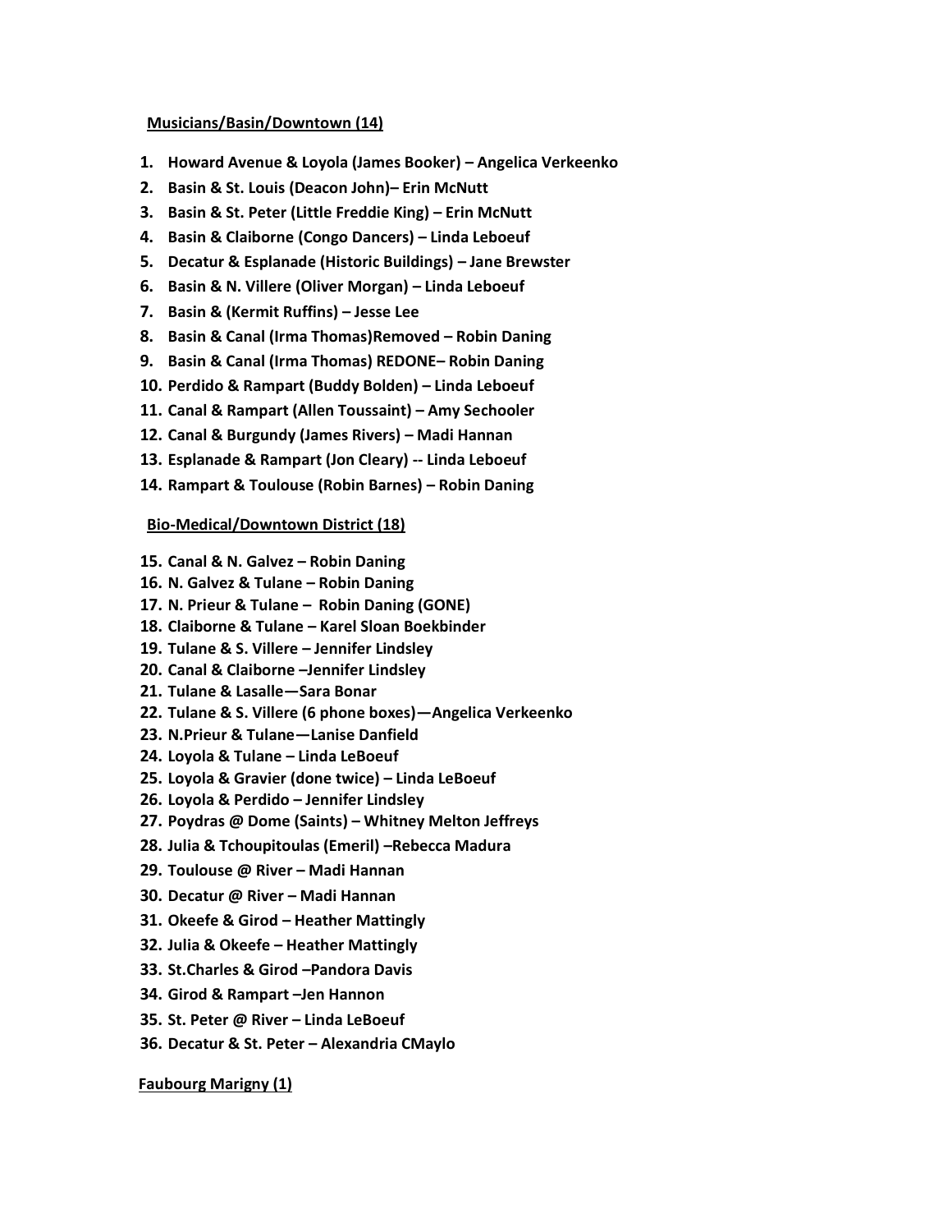**Musicians/Basin/Downtown (14)**

1. **Howard Avenue & Loyola (James Booker) – Angelica Verkeenko**
2. **Basin & St. Louis (Deacon John)– Erin McNutt**
3. **Basin & St. Peter (Little Freddie King) – Erin McNutt**
4. **Basin & Claiborne (Congo Dancers) – Linda Leboeuf**
5. **Decatur & Esplanade (Historic Buildings) – Jane Brewster**
6. **Basin & N. Villere (Oliver Morgan) – Linda Leboeuf**
7. **Basin & (Kermit Ruffins) – Jesse Lee**
8. **Basin & Canal (Irma Thomas)Removed – Robin Daning**
9. **Basin & Canal (Irma Thomas) REDONE– Robin Daning**
10. **Perdido & Rampart (Buddy Bolden) – Linda Leboeuf**
11. **Canal & Rampart (Allen Toussaint) – Amy Sechooler**
12. **Canal & Burgundy (James Rivers) – Madi Hannan**
13. **Esplanade & Rampart (Jon Cleary) -- Linda Leboeuf**
14. **Rampart & Toulouse (Robin Barnes) – Robin Daning**

**Bio-Medical/Downtown District (18)**

15. **Canal & N. Galvez – Robin Daning**
16. **N. Galvez & Tulane – Robin Daning**
17. **N. Prieur & Tulane – Robin Daning (GONE)**
18. **Claiborne & Tulane – Karel Sloan Boekbinder**
19. **Tulane & S. Villere – Jennifer Lindsley**
20. **Canal & Claiborne –Jennifer Lindsley**
21. **Tulane & Lasalle—Sara Bonar**
22. **Tulane & S. Villere (6 phone boxes)—Angelica Verkeenko**
23. **N.Prieur & Tulane—Lanise Danfield**
24. **Loyola & Tulane – Linda LeBoeuf**
25. **Loyola & Gravier (done twice) – Linda LeBoeuf**
26. **Loyola & Perdido – Jennifer Lindsley**
27. **Poydras @ Dome (Saints) – Whitney Melton Jeffreys**
28. **Julia & Tchoupitoulas (Emeril) –Rebecca Madura**
29. **Toulouse @ River – Madi Hannan**
30. **Decatur @ River – Madi Hannan**
31. **Okeefe & Girod – Heather Mattingly**
32. **Julia & Okeefe – Heather Mattingly**
33. **St.Charles & Girod –Pandora Davis**
34. **Girod & Rampart –Jen Hannon**
35. **St. Peter @ River – Linda LeBoeuf**
36. **Decatur & St. Peter – Alexandria CMaylo**

**Faubourg Marigny (1)**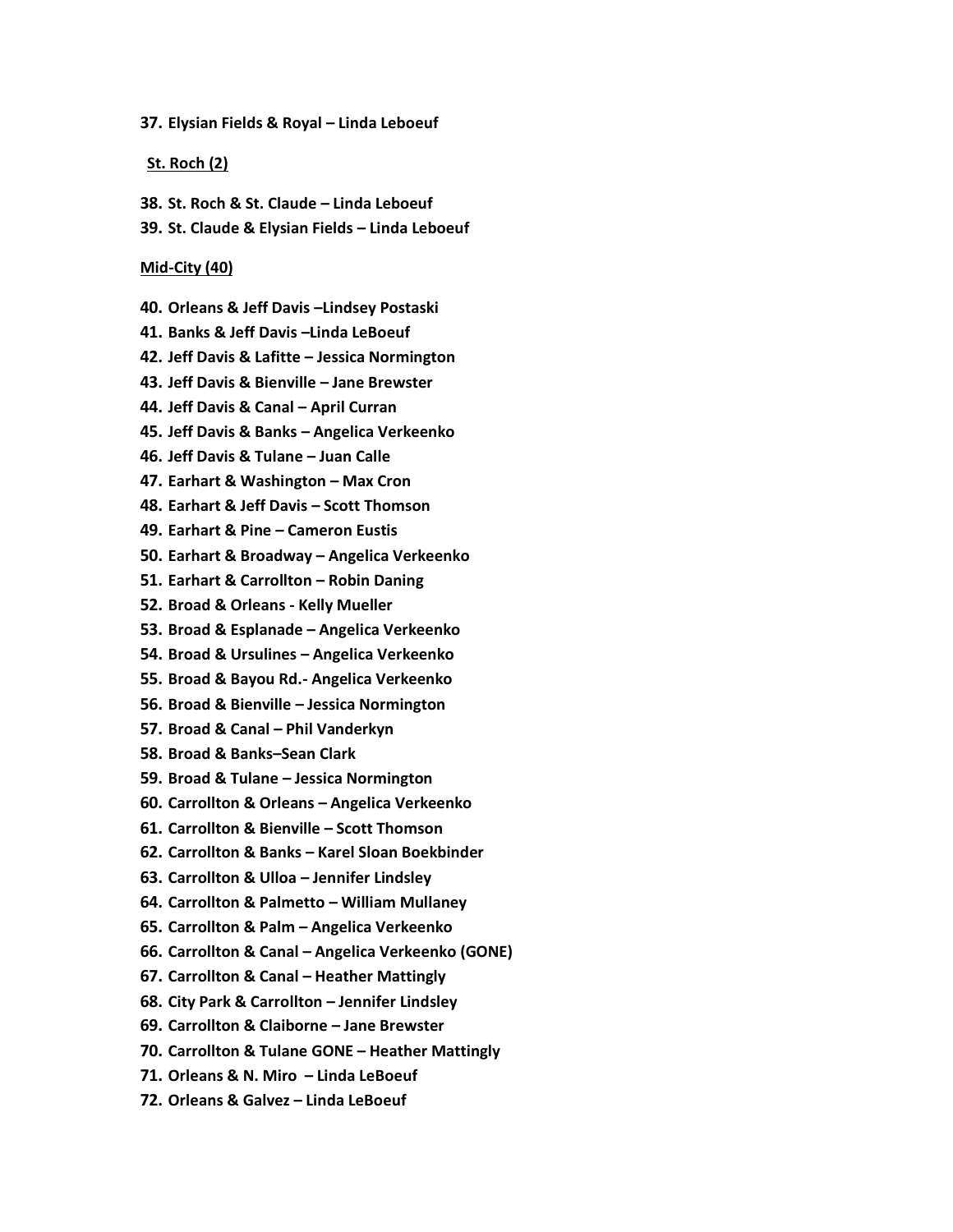**37. Elysian Fields & Royal – Linda Leboeuf**

**St. Roch (2)**

**38. St. Roch & St. Claude – Linda Leboeuf**
**39. St. Claude & Elysian Fields – Linda Leboeuf**

**Mid-City (40)**

**40. Orleans & Jeff Davis –Lindsey Postaski**
**41. Banks & Jeff Davis –Linda LeBoeuf**
**42. Jeff Davis & Lafitte – Jessica Normington**
**43. Jeff Davis & Bienville – Jane Brewster**
**44. Jeff Davis & Canal – April Curran**
**45. Jeff Davis & Banks – Angelica Verkeenko**
**46. Jeff Davis & Tulane – Juan Calle**
**47. Earhart & Washington – Max Cron**
**48. Earhart & Jeff Davis – Scott Thomson**
**49. Earhart & Pine – Cameron Eustis**
**50. Earhart & Broadway – Angelica Verkeenko**
**51. Earhart & Carrollton – Robin Daning**
**52. Broad & Orleans - Kelly Mueller**
**53. Broad & Esplanade – Angelica Verkeenko**
**54. Broad & Ursulines – Angelica Verkeenko**
**55. Broad & Bayou Rd.- Angelica Verkeenko**
**56. Broad & Bienville – Jessica Normington**
**57. Broad & Canal – Phil Vanderkyn**
**58. Broad & Banks–Sean Clark**
**59. Broad & Tulane – Jessica Normington**
**60. Carrollton & Orleans – Angelica Verkeenko**
**61. Carrollton & Bienville – Scott Thomson**
**62. Carrollton & Banks – Karel Sloan Boekbinder**
**63. Carrollton & Ulloa – Jennifer Lindsley**
**64. Carrollton & Palmetto – William Mullaney**
**65. Carrollton & Palm – Angelica Verkeenko**
**66. Carrollton & Canal – Angelica Verkeenko (GONE)**
**67. Carrollton & Canal – Heather Mattingly**
**68. City Park & Carrollton – Jennifer Lindsley**
**69. Carrollton & Claiborne – Jane Brewster**
**70. Carrollton & Tulane GONE – Heather Mattingly**
**71. Orleans & N. Miro – Linda LeBoeuf**
**72. Orleans & Galvez – Linda LeBoeuf**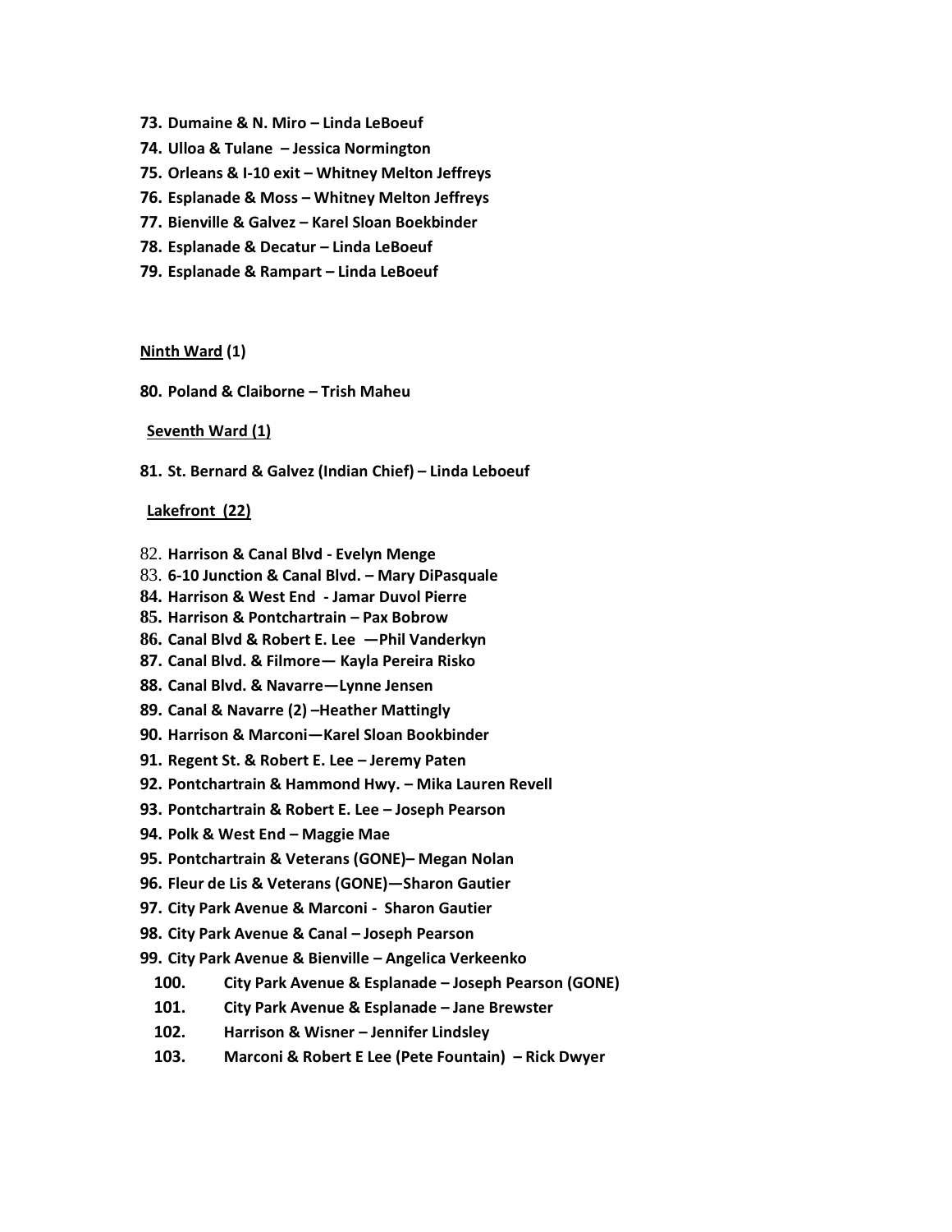73. **Dumaine & N. Miro – Linda LeBoeuf**
74. **Ulloa & Tulane – Jessica Normington**
75. **Orleans & I-10 exit – Whitney Melton Jeffreys**
76. **Esplanade & Moss – Whitney Melton Jeffreys**
77. **Bienville & Galvez – Karel Sloan Boekbinder**
78. **Esplanade & Decatur – Linda LeBoeuf**
79. **Esplanade & Rampart – Linda LeBoeuf**

**Ninth Ward (1)**

80. **Poland & Claiborne – Trish Maheu**

**Seventh Ward (1)**

81. **St. Bernard & Galvez (Indian Chief) – Linda Leboeuf**

**Lakefront (22)**

82. **Harrison & Canal Blvd - Evelyn Menge**
83. **6-10 Junction & Canal Blvd. – Mary DiPasquale**
84. **Harrison & West End - Jamar Duvol Pierre**
85. **Harrison & Pontchartrain – Pax Bobrow**
86. **Canal Blvd & Robert E. Lee —Phil Vanderkyn**
87. **Canal Blvd. & Filmore— Kayla Pereira Risko**
88. **Canal Blvd. & Navarre—Lynne Jensen**
89. **Canal & Navarre (2) –Heather Mattingly**
90. **Harrison & Marconi—Karel Sloan Bookbinder**
91. **Regent St. & Robert E. Lee – Jeremy Paten**
92. **Pontchartrain & Hammond Hwy. – Mika Lauren Revell**
93. **Pontchartrain & Robert E. Lee – Joseph Pearson**
94. **Polk & West End – Maggie Mae**
95. **Pontchartrain & Veterans (GONE)– Megan Nolan**
96. **Fleur de Lis & Veterans (GONE)—Sharon Gautier**
97. **City Park Avenue & Marconi - Sharon Gautier**
98. **City Park Avenue & Canal – Joseph Pearson**
99. **City Park Avenue & Bienville – Angelica Verkeenko**
100. **City Park Avenue & Esplanade – Joseph Pearson (GONE)**
101. **City Park Avenue & Esplanade – Jane Brewster**
102. **Harrison & Wisner – Jennifer Lindsley**
103. **Marconi & Robert E Lee (Pete Fountain) – Rick Dwyer**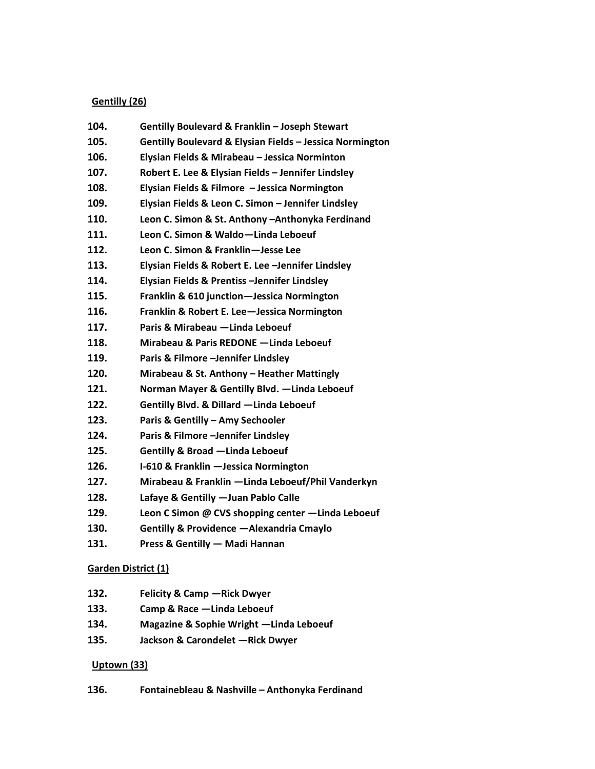**Gentilly (26)**

**104. Gentilly Boulevard & Franklin – Joseph Stewart**
**105. Gentilly Boulevard & Elysian Fields – Jessica Normington**
**106. Elysian Fields & Mirabeau – Jessica Norminton**
**107. Robert E. Lee & Elysian Fields – Jennifer Lindsley**
**108. Elysian Fields & Filmore – Jessica Normington**
**109. Elysian Fields & Leon C. Simon – Jennifer Lindsley**
**110. Leon C. Simon & St. Anthony –Anthonyka Ferdinand**
**111. Leon C. Simon & Waldo—Linda Leboeuf**
**112. Leon C. Simon & Franklin—Jesse Lee**
**113. Elysian Fields & Robert E. Lee –Jennifer Lindsley**
**114. Elysian Fields & Prentiss –Jennifer Lindsley**
**115. Franklin & 610 junction—Jessica Normington**
**116. Franklin & Robert E. Lee—Jessica Normington**
**117. Paris & Mirabeau —Linda Leboeuf**
**118. Mirabeau & Paris REDONE —Linda Leboeuf**
**119. Paris & Filmore –Jennifer Lindsley**
**120. Mirabeau & St. Anthony – Heather Mattingly**
**121. Norman Mayer & Gentilly Blvd. —Linda Leboeuf**
**122. Gentilly Blvd. & Dillard —Linda Leboeuf**
**123. Paris & Gentilly – Amy Sechooler**
**124. Paris & Filmore –Jennifer Lindsley**
**125. Gentilly & Broad —Linda Leboeuf**
**126. I-610 & Franklin —Jessica Normington**
**127. Mirabeau & Franklin —Linda Leboeuf/Phil Vanderkyn**
**128. Lafaye & Gentilly —Juan Pablo Calle**
**129. Leon C Simon @ CVS shopping center —Linda Leboeuf**
**130. Gentilly & Providence —Alexandria Cmaylo**
**131. Press & Gentilly — Madi Hannan**

**Garden District (1)**

**132. Felicity & Camp —Rick Dwyer**
**133. Camp & Race —Linda Leboeuf**
**134. Magazine & Sophie Wright —Linda Leboeuf**
**135. Jackson & Carondelet —Rick Dwyer**

**Uptown (33)**

**136. Fontainebleau & Nashville – Anthonyka Ferdinand**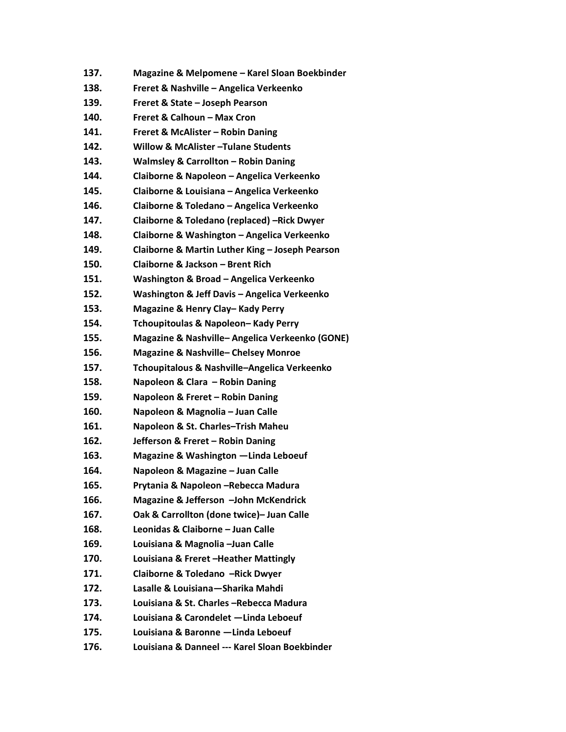137. **Magazine & Melpomene – Karel Sloan Boekbinder**
138. **Freret & Nashville – Angelica Verkeenko**
139. **Freret & State – Joseph Pearson**
140. **Freret & Calhoun – Max Cron**
141. **Freret & McAlister – Robin Daning**
142. **Willow & McAlister –Tulane Students**
143. **Walmsley & Carrollton – Robin Daning**
144. **Claiborne & Napoleon – Angelica Verkeenko**
145. **Claiborne & Louisiana – Angelica Verkeenko**
146. **Claiborne & Toledano – Angelica Verkeenko**
147. **Claiborne & Toledano (replaced) –Rick Dwyer**
148. **Claiborne & Washington – Angelica Verkeenko**
149. **Claiborne & Martin Luther King – Joseph Pearson**
150. **Claiborne & Jackson – Brent Rich**
151. **Washington & Broad – Angelica Verkeenko**
152. **Washington & Jeff Davis – Angelica Verkeenko**
153. **Magazine & Henry Clay– Kady Perry**
154. **Tchoupitoulas & Napoleon– Kady Perry**
155. **Magazine & Nashville– Angelica Verkeenko (GONE)**
156. **Magazine & Nashville– Chelsey Monroe**
157. **Tchoupitalous & Nashville–Angelica Verkeenko**
158. **Napoleon & Clara – Robin Daning**
159. **Napoleon & Freret – Robin Daning**
160. **Napoleon & Magnolia – Juan Calle**
161. **Napoleon & St. Charles–Trish Maheu**
162. **Jefferson & Freret – Robin Daning**
163. **Magazine & Washington —Linda Leboeuf**
164. **Napoleon & Magazine – Juan Calle**
165. **Prytania & Napoleon –Rebecca Madura**
166. **Magazine & Jefferson –John McKendrick**
167. **Oak & Carrollton (done twice)– Juan Calle**
168. **Leonidas & Claiborne – Juan Calle**
169. **Louisiana & Magnolia –Juan Calle**
170. **Louisiana & Freret –Heather Mattingly**
171. **Claiborne & Toledano –Rick Dwyer**
172. **Lasalle & Louisiana—Sharika Mahdi**
173. **Louisiana & St. Charles –Rebecca Madura**
174. **Louisiana & Carondelet —Linda Leboeuf**
175. **Louisiana & Baronne —Linda Leboeuf**
176. **Louisiana & Danneel --- Karel Sloan Boekbinder**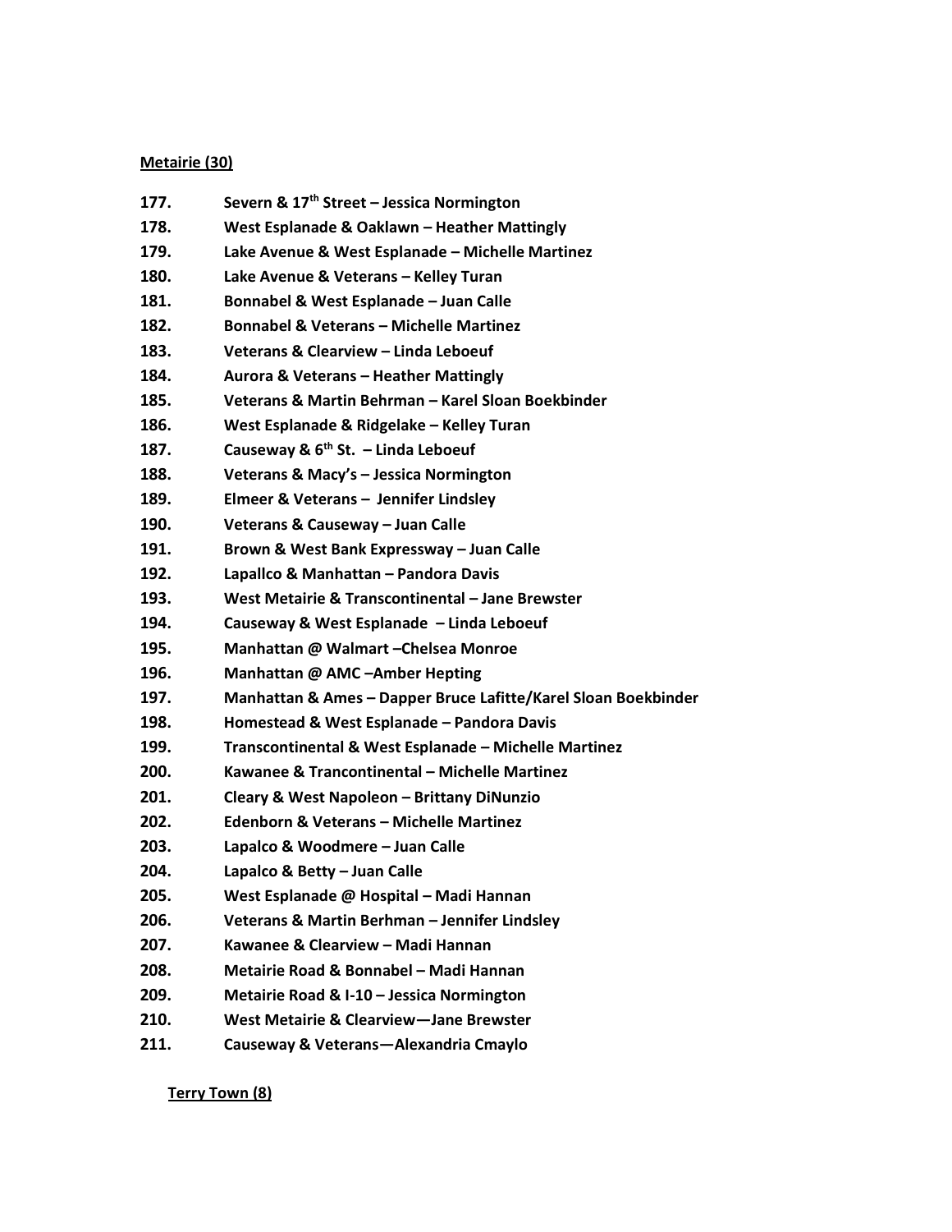**Metairie (30)**

177. Severn & 17th Street – Jessica Normington
178. West Esplanade & Oaklawn – Heather Mattingly
179. Lake Avenue & West Esplanade – Michelle Martinez
180. Lake Avenue & Veterans – Kelley Turan
181. Bonnabel & West Esplanade – Juan Calle
182. Bonnabel & Veterans – Michelle Martinez
183. Veterans & Clearview – Linda Leboeuf
184. Aurora & Veterans – Heather Mattingly
185. Veterans & Martin Behrman – Karel Sloan Boekbinder
186. West Esplanade & Ridgelake – Kelley Turan
187. Causeway & 6th St. – Linda Leboeuf
188. Veterans & Macy's – Jessica Normington
189. Elmeer & Veterans – Jennifer Lindsley
190. Veterans & Causeway – Juan Calle
191. Brown & West Bank Expressway – Juan Calle
192. Lapallco & Manhattan – Pandora Davis
193. West Metairie & Transcontinental – Jane Brewster
194. Causeway & West Esplanade – Linda Leboeuf
195. Manhattan @ Walmart –Chelsea Monroe
196. Manhattan @ AMC –Amber Hepting
197. Manhattan & Ames – Dapper Bruce Lafitte/Karel Sloan Boekbinder
198. Homestead & West Esplanade – Pandora Davis
199. Transcontinental & West Esplanade – Michelle Martinez
200. Kawanee & Trancontinental – Michelle Martinez
201. Cleary & West Napoleon – Brittany DiNunzio
202. Edenborn & Veterans – Michelle Martinez
203. Lapalco & Woodmere – Juan Calle
204. Lapalco & Betty – Juan Calle
205. West Esplanade @ Hospital – Madi Hannan
206. Veterans & Martin Berhman – Jennifer Lindsley
207. Kawanee & Clearview – Madi Hannan
208. Metairie Road & Bonnabel – Madi Hannan
209. Metairie Road & I-10 – Jessica Normington
210. West Metairie & Clearview—Jane Brewster
211. Causeway & Veterans—Alexandria Cmaylo

**Terry Town (8)**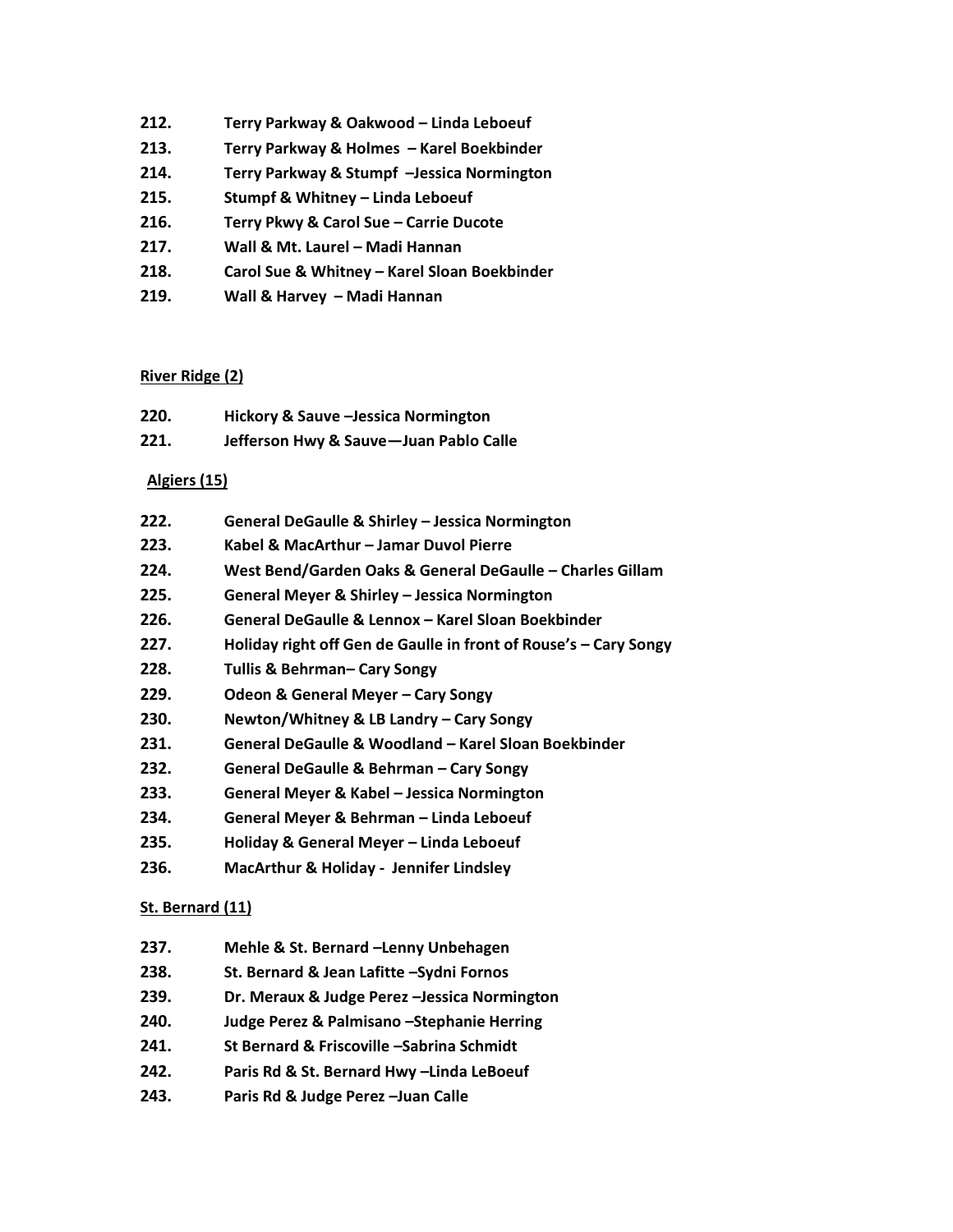**212.** **Terry Parkway & Oakwood – Linda Leboeuf**

**213.** **Terry Parkway & Holmes – Karel Boekbinder**

**214.** **Terry Parkway & Stumpf –Jessica Normington**

**215.** **Stumpf & Whitney – Linda Leboeuf**

**216.** **Terry Pkwy & Carol Sue – Carrie Ducote**

**217.** **Wall & Mt. Laurel – Madi Hannan**

**218.** **Carol Sue & Whitney – Karel Sloan Boekbinder**

**219.** **Wall & Harvey – Madi Hannan**

## River Ridge (2)

**220.** **Hickory & Sauve –Jessica Normington**

**221.** **Jefferson Hwy & Sauve—Juan Pablo Calle**

## Algiers (15)

**222.** **General DeGaulle & Shirley – Jessica Normington**

**223.** **Kabel & MacArthur – Jamar Duvol Pierre**

**224.** **West Bend/Garden Oaks & General DeGaulle – Charles Gillam**

**225.** **General Meyer & Shirley – Jessica Normington**

**226.** **General DeGaulle & Lennox – Karel Sloan Boekbinder**

**227.** **Holiday right off Gen de Gaulle in front of Rouse's – Cary Songy**

**228.** **Tullis & Behrman– Cary Songy**

**229.** **Odeon & General Meyer – Cary Songy**

**230.** **Newton/Whitney & LB Landry – Cary Songy**

**231.** **General DeGaulle & Woodland – Karel Sloan Boekbinder**

**232.** **General DeGaulle & Behrman – Cary Songy**

**233.** **General Meyer & Kabel – Jessica Normington**

**234.** **General Meyer & Behrman – Linda Leboeuf**

**235.** **Holiday & General Meyer – Linda Leboeuf**

**236.** **MacArthur & Holiday - Jennifer Lindsley**

## St. Bernard (11)

**237.** **Mehle & St. Bernard –Lenny Unbehagen**

**238.** **St. Bernard & Jean Lafitte –Sydni Fornos**

**239.** **Dr. Meraux & Judge Perez –Jessica Normington**

**240.** **Judge Perez & Palmisano –Stephanie Herring**

**241.** **St Bernard & Friscoville –Sabrina Schmidt**

**242.** **Paris Rd & St. Bernard Hwy –Linda LeBoeuf**

**243.** **Paris Rd & Judge Perez –Juan Calle**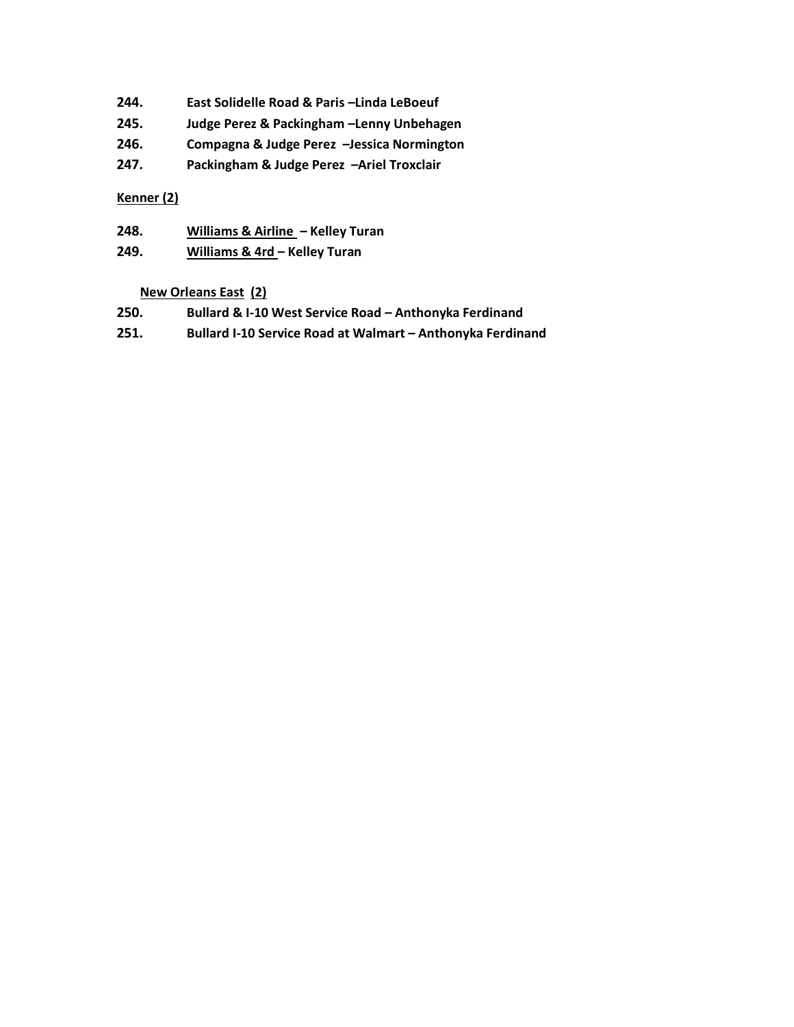**244. East Solidelle Road & Paris –Linda LeBoeuf**

**245. Judge Perez & Packingham –Lenny Unbehagen**

**246. Compagna & Judge Perez –Jessica Normington**

**247. Packingham & Judge Perez –Ariel Troxclair**

**Kenner (2)**

**248. Williams & Airline – Kelley Turan**

**249. Williams & 4rd – Kelley Turan**

**New Orleans East (2)**

**250. Bullard & I-10 West Service Road – Anthonyka Ferdinand**

**251. Bullard I-10 Service Road at Walmart – Anthonyka Ferdinand**